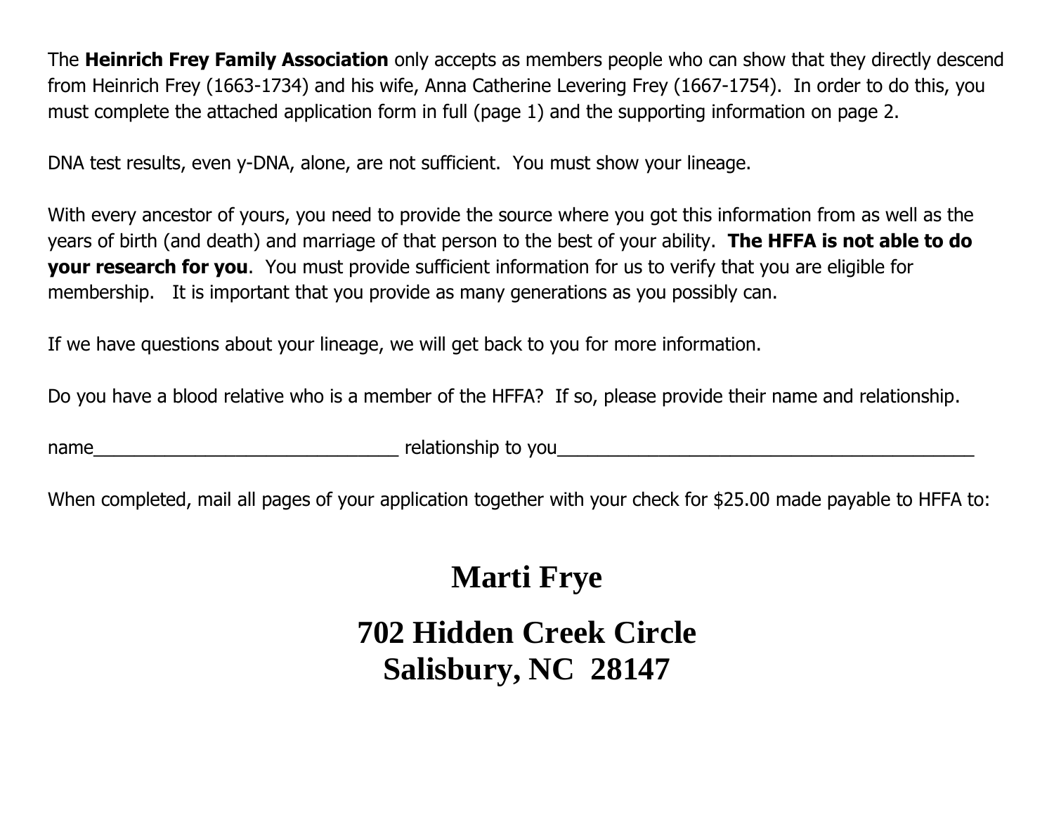The **Heinrich Frey Family Association** only accepts as members people who can show that they directly descend from Heinrich Frey (1663-1734) and his wife, Anna Catherine Levering Frey (1667-1754). In order to do this, you must complete the attached application form in full (page 1) and the supporting information on page 2.

DNA test results, even y-DNA, alone, are not sufficient. You must show your lineage.

With every ancestor of yours, you need to provide the source where you got this information from as well as the years of birth (and death) and marriage of that person to the best of your ability. **The HFFA is not able to do your research for you**. You must provide sufficient information for us to verify that you are eligible for membership. It is important that you provide as many generations as you possibly can.

If we have questions about your lineage, we will get back to you for more information.

Do you have a blood relative who is a member of the HFFA? If so, please provide their name and relationship.

name_______________________________ relationship to you___________________________________________

When completed, mail all pages of your application together with your check for $25.00 made payable to HFFA to:

**Marti Frye**

**702 Hidden Creek Circle**
**Salisbury, NC 28147**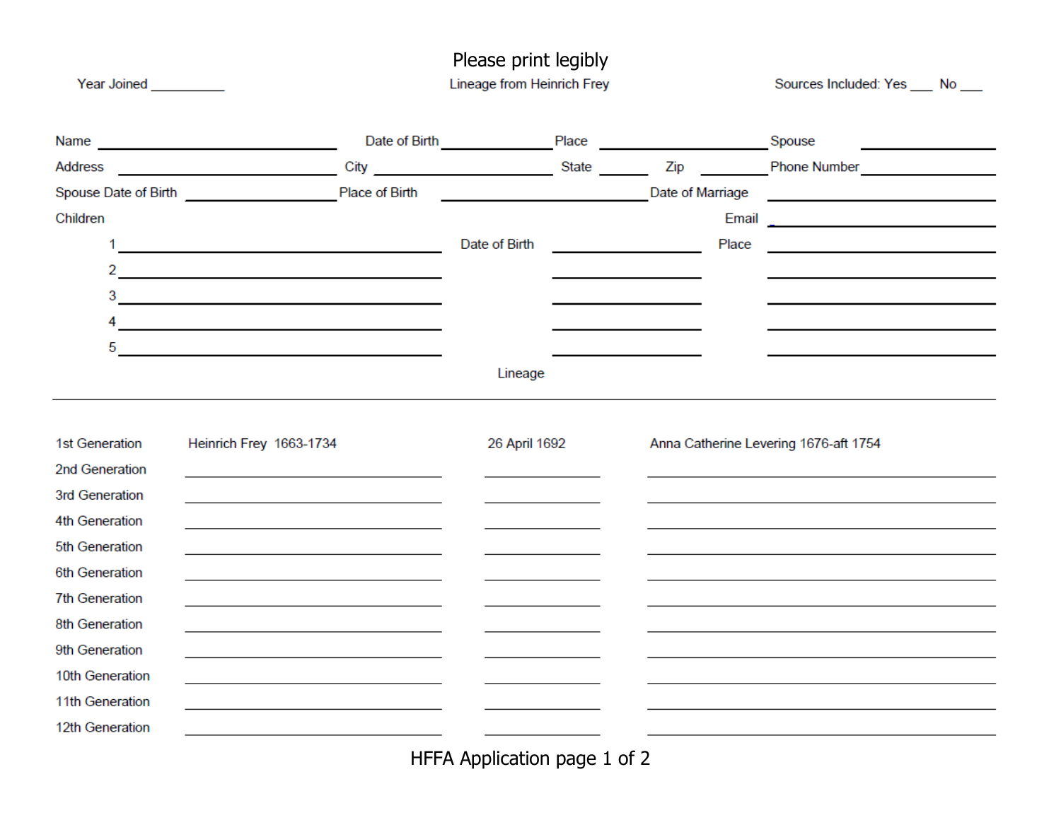Please print legibly

Year Joined __________ | Lineage from Heinrich Frey | Sources Included: Yes ___ No ___

Name ______________________ Date of Birth ______________ Place ______________________ Spouse ______________

Address ______________________ City ______________________ State ________ Zip ________ Phone Number ______________

Spouse Date of Birth ______________ Place of Birth ______________________ Date of Marriage ______________

Children | Email ______________

| Children | Date of Birth | Place |
|---|---|---|
| 1 ______________________ | ______________ | ______________ |
| 2 ______________________ | ______________ | ______________ |
| 3 ______________________ | ______________ | ______________ |
| 4 ______________________ | ______________ | ______________ |
| 5 ______________________ | ______________ | ______________ |

Lineage

| Generation | Name | Date | Spouse |
|---|---|---|---|
| 1st Generation | Heinrich Frey 1663-1734 | 26 April 1692 | Anna Catherine Levering 1676-aft 1754 |
| 2nd Generation | | | |
| 3rd Generation | | | |
| 4th Generation | | | |
| 5th Generation | | | |
| 6th Generation | | | |
| 7th Generation | | | |
| 8th Generation | | | |
| 9th Generation | | | |
| 10th Generation | | | |
| 11th Generation | | | |
| 12th Generation | | | |

HFFA Application page 1 of 2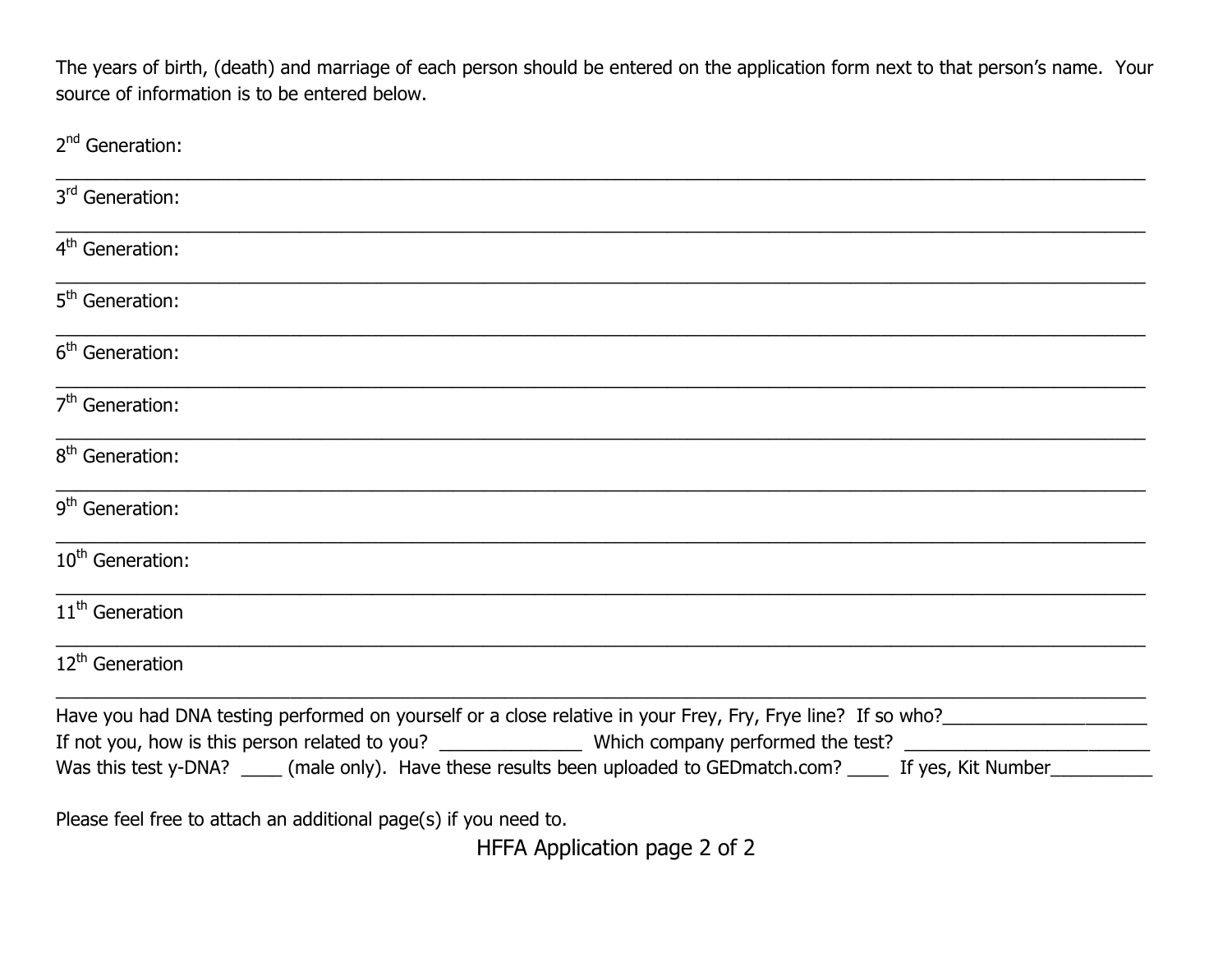The years of birth, (death) and marriage of each person should be entered on the application form next to that person's name. Your source of information is to be entered below.

2nd Generation:

______________________________________________________________________________________________

3rd Generation:

______________________________________________________________________________________________

4th Generation:

______________________________________________________________________________________________

5th Generation:

______________________________________________________________________________________________

6th Generation:

______________________________________________________________________________________________

7th Generation:

______________________________________________________________________________________________

8th Generation:

______________________________________________________________________________________________

9th Generation:

______________________________________________________________________________________________

10th Generation:

______________________________________________________________________________________________

11th Generation

______________________________________________________________________________________________

12th Generation

______________________________________________________________________________________________

Have you had DNA testing performed on yourself or a close relative in your Frey, Fry, Frye line? If so who?____________________

If not you, how is this person related to you? ______________ Which company performed the test? ________________________

Was this test y-DNA? ____ (male only). Have these results been uploaded to GEDmatch.com? ____ If yes, Kit Number__________

Please feel free to attach an additional page(s) if you need to.